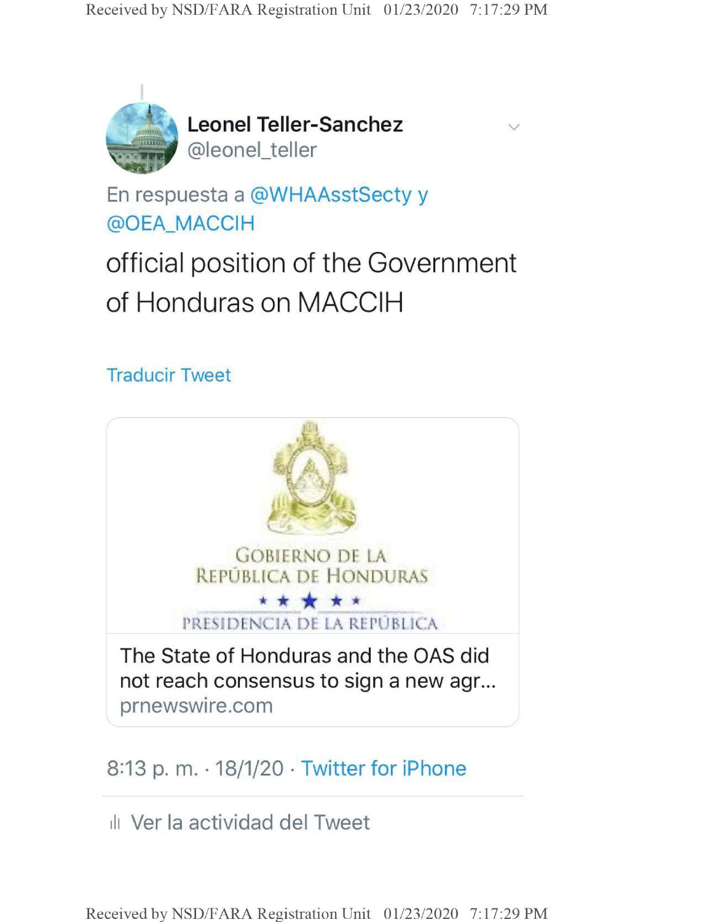**Leonel Teller-Sanchez**
@leonel_teller

En respuesta a @WHAAsstSecty y @OEA_MACCIH

official position of the Government of Honduras on MACCIH

Traducir Tweet

GOBIERNO DE LA REPÚBLICA DE HONDURAS

PRESIDENCIA DE LA REPÚBLICA

The State of Honduras and the OAS did not reach consensus to sign a new agr...
prnewswire.com

8:13 p. m. · 18/1/20 · Twitter for iPhone

Ver la actividad del Tweet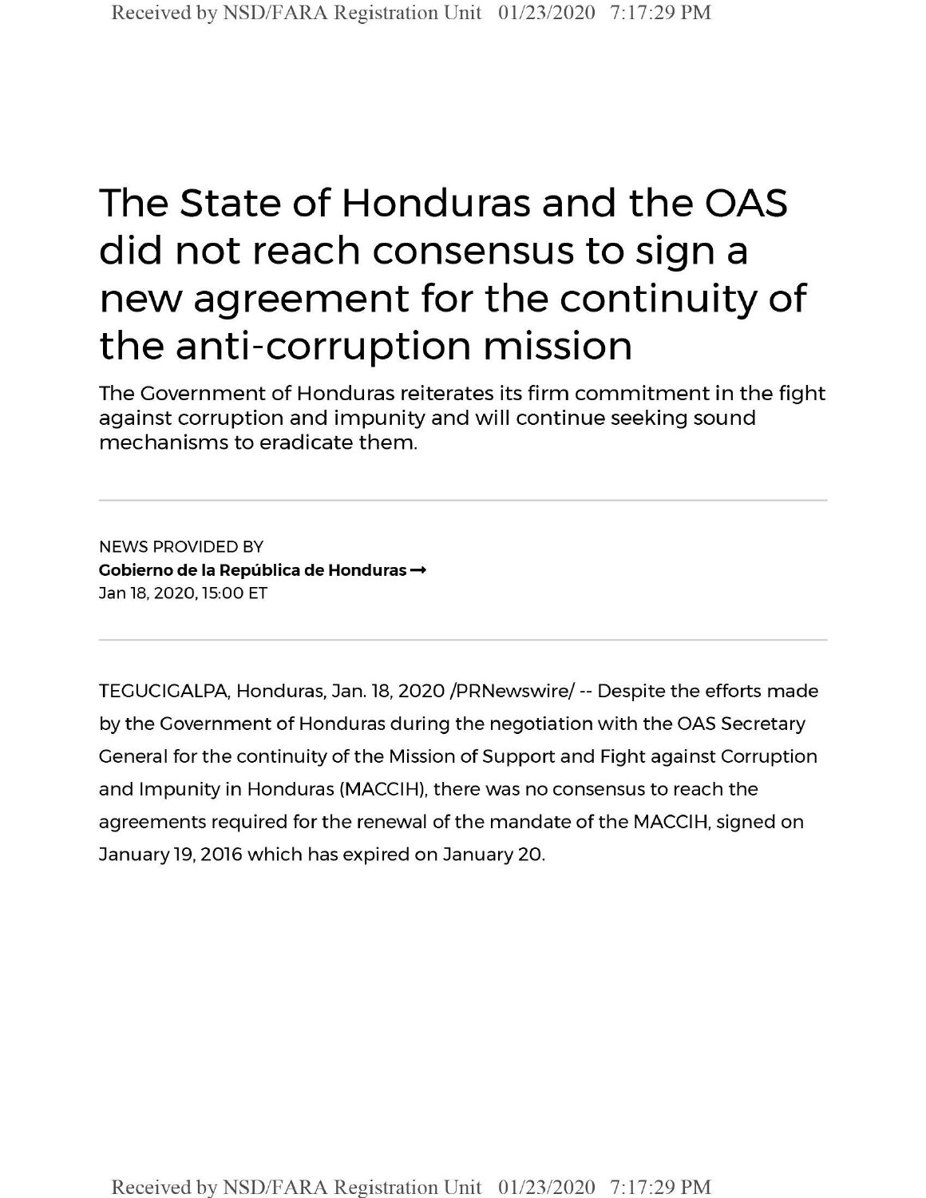# The State of Honduras and the OAS did not reach consensus to sign a new agreement for the continuity of the anti-corruption mission

The Government of Honduras reiterates its firm commitment in the fight against corruption and impunity and will continue seeking sound mechanisms to eradicate them.

---

NEWS PROVIDED BY

**Gobierno de la República de Honduras →**

Jan 18, 2020, 15:00 ET

---

TEGUCIGALPA, Honduras, Jan. 18, 2020 /PRNewswire/ -- Despite the efforts made by the Government of Honduras during the negotiation with the OAS Secretary General for the continuity of the Mission of Support and Fight against Corruption and Impunity in Honduras (MACCIH), there was no consensus to reach the agreements required for the renewal of the mandate of the MACCIH, signed on January 19, 2016 which has expired on January 20.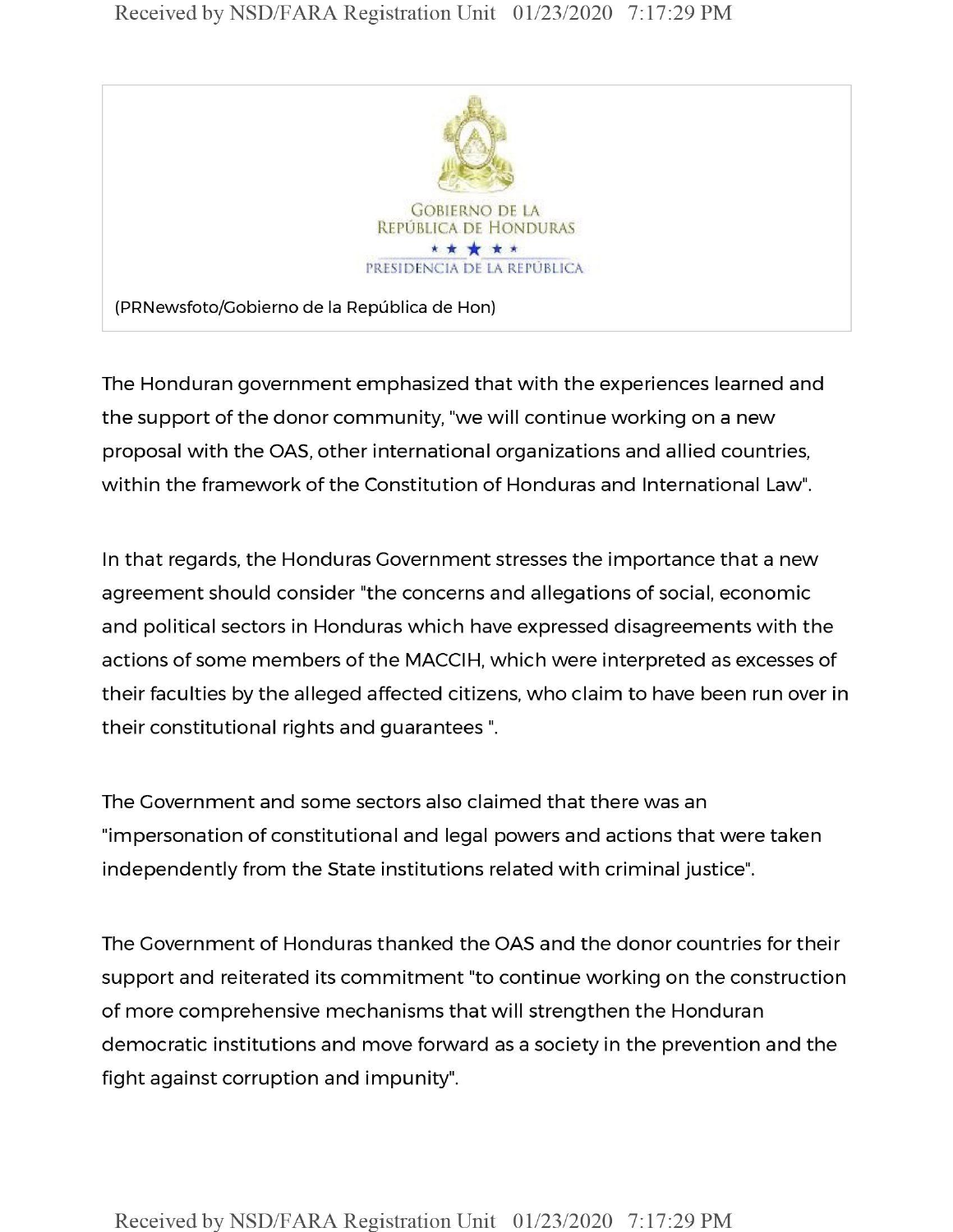GOBIERNO DE LA REPÚBLICA DE HONDURAS

PRESIDENCIA DE LA REPÚBLICA

(PRNewsfoto/Gobierno de la República de Hon)

The Honduran government emphasized that with the experiences learned and the support of the donor community, "we will continue working on a new proposal with the OAS, other international organizations and allied countries, within the framework of the Constitution of Honduras and International Law".

In that regards, the Honduras Government stresses the importance that a new agreement should consider "the concerns and allegations of social, economic and political sectors in Honduras which have expressed disagreements with the actions of some members of the MACCIH, which were interpreted as excesses of their faculties by the alleged affected citizens, who claim to have been run over in their constitutional rights and guarantees ".

The Government and some sectors also claimed that there was an "impersonation of constitutional and legal powers and actions that were taken independently from the State institutions related with criminal justice".

The Government of Honduras thanked the OAS and the donor countries for their support and reiterated its commitment "to continue working on the construction of more comprehensive mechanisms that will strengthen the Honduran democratic institutions and move forward as a society in the prevention and the fight against corruption and impunity".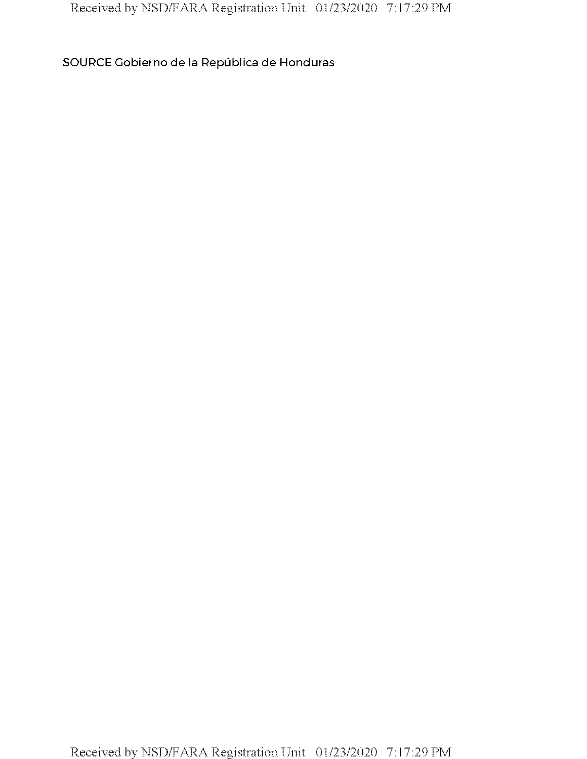SOURCE Gobierno de la República de Honduras